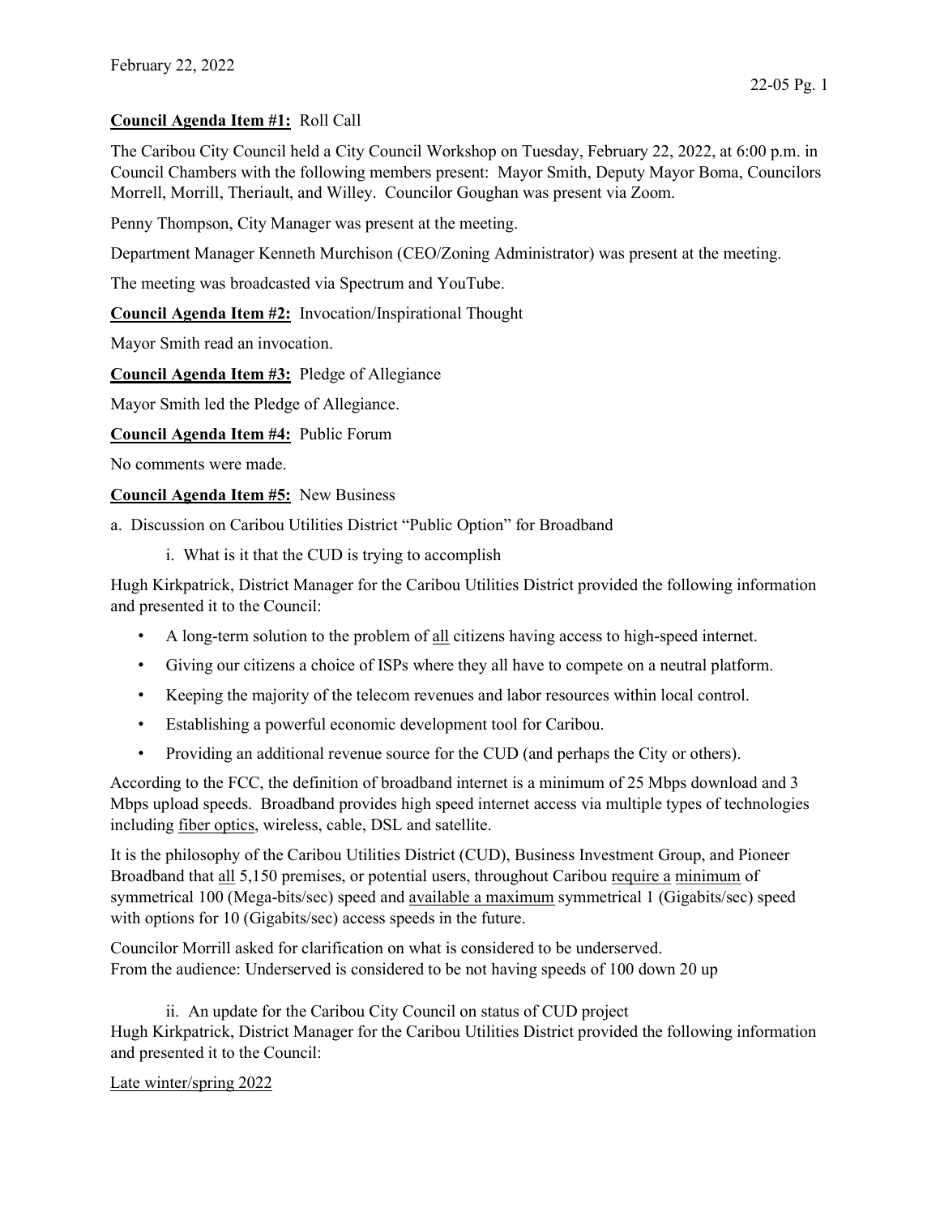February 22, 2022

**Council Agenda Item #1:** Roll Call

The Caribou City Council held a City Council Workshop on Tuesday, February 22, 2022, at 6:00 p.m. in Council Chambers with the following members present: Mayor Smith, Deputy Mayor Boma, Councilors Morrell, Morrill, Theriault, and Willey. Councilor Goughan was present via Zoom.

Penny Thompson, City Manager was present at the meeting.

Department Manager Kenneth Murchison (CEO/Zoning Administrator) was present at the meeting.

The meeting was broadcasted via Spectrum and YouTube.

**Council Agenda Item #2:** Invocation/Inspirational Thought

Mayor Smith read an invocation.

**Council Agenda Item #3:** Pledge of Allegiance

Mayor Smith led the Pledge of Allegiance.

**Council Agenda Item #4:** Public Forum

No comments were made.

**Council Agenda Item #5:** New Business

a. Discussion on Caribou Utilities District "Public Option" for Broadband

i. What is it that the CUD is trying to accomplish

Hugh Kirkpatrick, District Manager for the Caribou Utilities District provided the following information and presented it to the Council:

- A long-term solution to the problem of all citizens having access to high-speed internet.
- Giving our citizens a choice of ISPs where they all have to compete on a neutral platform.
- Keeping the majority of the telecom revenues and labor resources within local control.
- Establishing a powerful economic development tool for Caribou.
- Providing an additional revenue source for the CUD (and perhaps the City or others).

According to the FCC, the definition of broadband internet is a minimum of 25 Mbps download and 3 Mbps upload speeds. Broadband provides high speed internet access via multiple types of technologies including fiber optics, wireless, cable, DSL and satellite.

It is the philosophy of the Caribou Utilities District (CUD), Business Investment Group, and Pioneer Broadband that all 5,150 premises, or potential users, throughout Caribou require a minimum of symmetrical 100 (Mega-bits/sec) speed and available a maximum symmetrical 1 (Gigabits/sec) speed with options for 10 (Gigabits/sec) access speeds in the future.

Councilor Morrill asked for clarification on what is considered to be underserved.
From the audience: Underserved is considered to be not having speeds of 100 down 20 up

ii. An update for the Caribou City Council on status of CUD project

Hugh Kirkpatrick, District Manager for the Caribou Utilities District provided the following information and presented it to the Council:

Late winter/spring 2022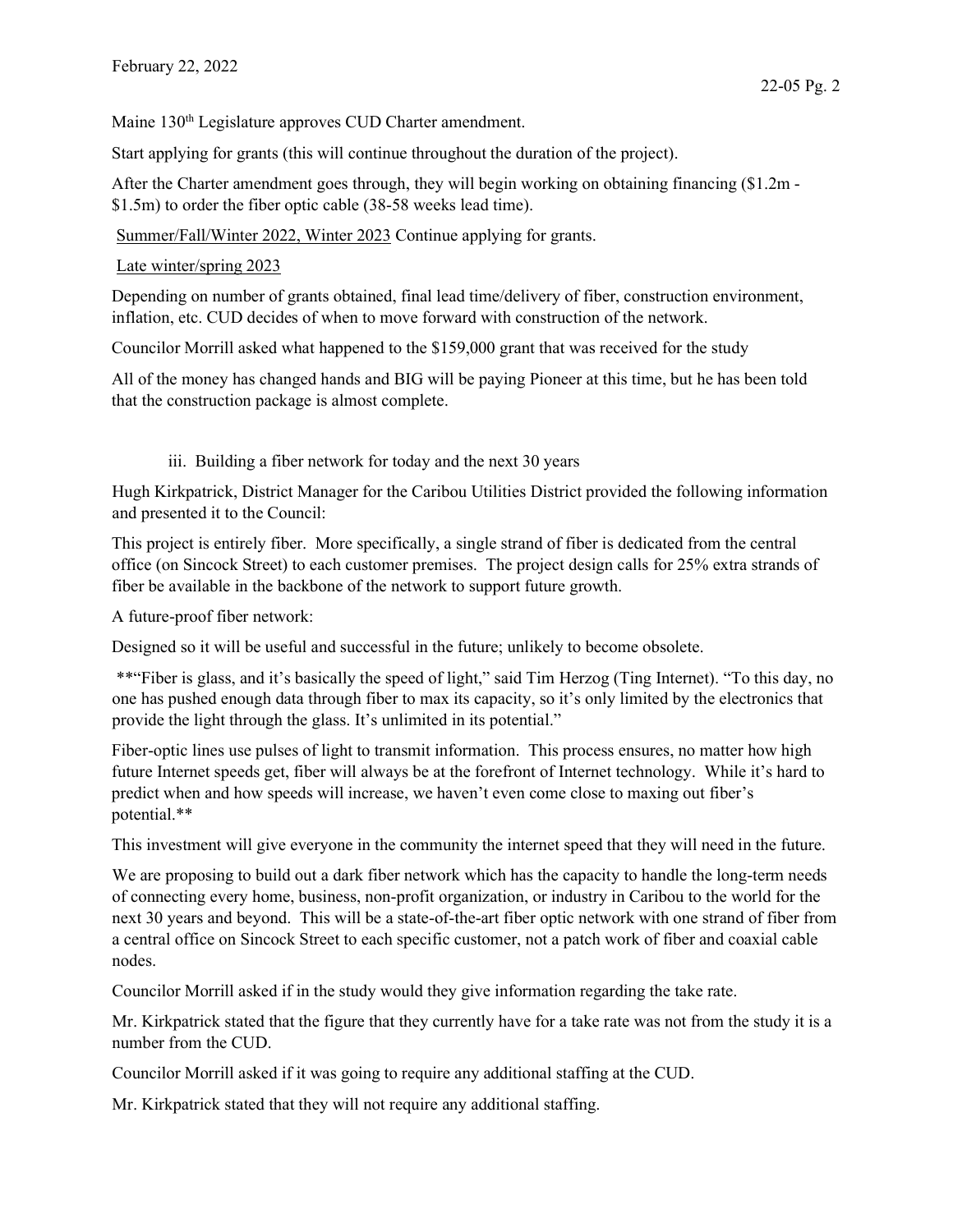Maine 130th Legislature approves CUD Charter amendment.

Start applying for grants (this will continue throughout the duration of the project).

After the Charter amendment goes through, they will begin working on obtaining financing ($1.2m - $1.5m) to order the fiber optic cable (38-58 weeks lead time).

<u>Summer/Fall/Winter 2022, Winter 2023</u> Continue applying for grants.

<u>Late winter/spring 2023</u>

Depending on number of grants obtained, final lead time/delivery of fiber, construction environment, inflation, etc. CUD decides of when to move forward with construction of the network.

Councilor Morrill asked what happened to the $159,000 grant that was received for the study

All of the money has changed hands and BIG will be paying Pioneer at this time, but he has been told that the construction package is almost complete.

iii. Building a fiber network for today and the next 30 years

Hugh Kirkpatrick, District Manager for the Caribou Utilities District provided the following information and presented it to the Council:

This project is entirely fiber. More specifically, a single strand of fiber is dedicated from the central office (on Sincock Street) to each customer premises. The project design calls for 25% extra strands of fiber be available in the backbone of the network to support future growth.

A future-proof fiber network:

Designed so it will be useful and successful in the future; unlikely to become obsolete.

**"Fiber is glass, and it's basically the speed of light," said Tim Herzog (Ting Internet). "To this day, no one has pushed enough data through fiber to max its capacity, so it's only limited by the electronics that provide the light through the glass. It's unlimited in its potential."

Fiber-optic lines use pulses of light to transmit information. This process ensures, no matter how high future Internet speeds get, fiber will always be at the forefront of Internet technology. While it's hard to predict when and how speeds will increase, we haven't even come close to maxing out fiber's potential.**

This investment will give everyone in the community the internet speed that they will need in the future.

We are proposing to build out a dark fiber network which has the capacity to handle the long-term needs of connecting every home, business, non-profit organization, or industry in Caribou to the world for the next 30 years and beyond. This will be a state-of-the-art fiber optic network with one strand of fiber from a central office on Sincock Street to each specific customer, not a patch work of fiber and coaxial cable nodes.

Councilor Morrill asked if in the study would they give information regarding the take rate.

Mr. Kirkpatrick stated that the figure that they currently have for a take rate was not from the study it is a number from the CUD.

Councilor Morrill asked if it was going to require any additional staffing at the CUD.

Mr. Kirkpatrick stated that they will not require any additional staffing.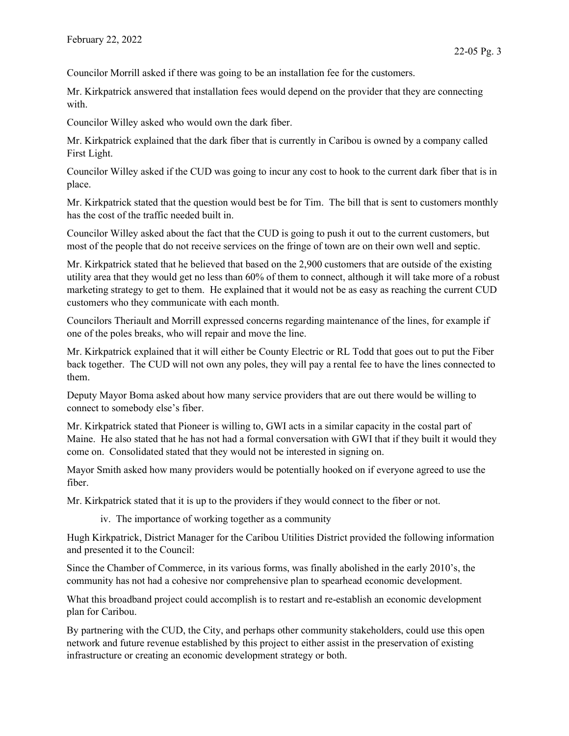Councilor Morrill asked if there was going to be an installation fee for the customers.

Mr. Kirkpatrick answered that installation fees would depend on the provider that they are connecting with.

Councilor Willey asked who would own the dark fiber.

Mr. Kirkpatrick explained that the dark fiber that is currently in Caribou is owned by a company called First Light.

Councilor Willey asked if the CUD was going to incur any cost to hook to the current dark fiber that is in place.

Mr. Kirkpatrick stated that the question would best be for Tim. The bill that is sent to customers monthly has the cost of the traffic needed built in.

Councilor Willey asked about the fact that the CUD is going to push it out to the current customers, but most of the people that do not receive services on the fringe of town are on their own well and septic.

Mr. Kirkpatrick stated that he believed that based on the 2,900 customers that are outside of the existing utility area that they would get no less than 60% of them to connect, although it will take more of a robust marketing strategy to get to them. He explained that it would not be as easy as reaching the current CUD customers who they communicate with each month.

Councilors Theriault and Morrill expressed concerns regarding maintenance of the lines, for example if one of the poles breaks, who will repair and move the line.

Mr. Kirkpatrick explained that it will either be County Electric or RL Todd that goes out to put the Fiber back together. The CUD will not own any poles, they will pay a rental fee to have the lines connected to them.

Deputy Mayor Boma asked about how many service providers that are out there would be willing to connect to somebody else's fiber.

Mr. Kirkpatrick stated that Pioneer is willing to, GWI acts in a similar capacity in the costal part of Maine. He also stated that he has not had a formal conversation with GWI that if they built it would they come on. Consolidated stated that they would not be interested in signing on.

Mayor Smith asked how many providers would be potentially hooked on if everyone agreed to use the fiber.

Mr. Kirkpatrick stated that it is up to the providers if they would connect to the fiber or not.

iv. The importance of working together as a community

Hugh Kirkpatrick, District Manager for the Caribou Utilities District provided the following information and presented it to the Council:

Since the Chamber of Commerce, in its various forms, was finally abolished in the early 2010's, the community has not had a cohesive nor comprehensive plan to spearhead economic development.

What this broadband project could accomplish is to restart and re-establish an economic development plan for Caribou.

By partnering with the CUD, the City, and perhaps other community stakeholders, could use this open network and future revenue established by this project to either assist in the preservation of existing infrastructure or creating an economic development strategy or both.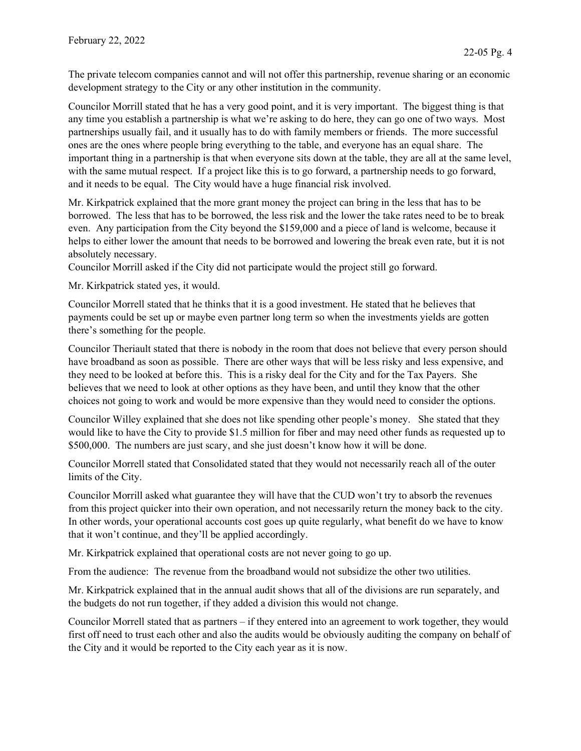The private telecom companies cannot and will not offer this partnership, revenue sharing or an economic development strategy to the City or any other institution in the community.

Councilor Morrill stated that he has a very good point, and it is very important. The biggest thing is that any time you establish a partnership is what we're asking to do here, they can go one of two ways. Most partnerships usually fail, and it usually has to do with family members or friends. The more successful ones are the ones where people bring everything to the table, and everyone has an equal share. The important thing in a partnership is that when everyone sits down at the table, they are all at the same level, with the same mutual respect. If a project like this is to go forward, a partnership needs to go forward, and it needs to be equal. The City would have a huge financial risk involved.

Mr. Kirkpatrick explained that the more grant money the project can bring in the less that has to be borrowed. The less that has to be borrowed, the less risk and the lower the take rates need to be to break even. Any participation from the City beyond the $159,000 and a piece of land is welcome, because it helps to either lower the amount that needs to be borrowed and lowering the break even rate, but it is not absolutely necessary.

Councilor Morrill asked if the City did not participate would the project still go forward.

Mr. Kirkpatrick stated yes, it would.

Councilor Morrell stated that he thinks that it is a good investment. He stated that he believes that payments could be set up or maybe even partner long term so when the investments yields are gotten there's something for the people.

Councilor Theriault stated that there is nobody in the room that does not believe that every person should have broadband as soon as possible. There are other ways that will be less risky and less expensive, and they need to be looked at before this. This is a risky deal for the City and for the Tax Payers. She believes that we need to look at other options as they have been, and until they know that the other choices not going to work and would be more expensive than they would need to consider the options.

Councilor Willey explained that she does not like spending other people's money. She stated that they would like to have the City to provide $1.5 million for fiber and may need other funds as requested up to $500,000. The numbers are just scary, and she just doesn't know how it will be done.

Councilor Morrell stated that Consolidated stated that they would not necessarily reach all of the outer limits of the City.

Councilor Morrill asked what guarantee they will have that the CUD won't try to absorb the revenues from this project quicker into their own operation, and not necessarily return the money back to the city. In other words, your operational accounts cost goes up quite regularly, what benefit do we have to know that it won't continue, and they'll be applied accordingly.

Mr. Kirkpatrick explained that operational costs are not never going to go up.

From the audience: The revenue from the broadband would not subsidize the other two utilities.

Mr. Kirkpatrick explained that in the annual audit shows that all of the divisions are run separately, and the budgets do not run together, if they added a division this would not change.

Councilor Morrell stated that as partners – if they entered into an agreement to work together, they would first off need to trust each other and also the audits would be obviously auditing the company on behalf of the City and it would be reported to the City each year as it is now.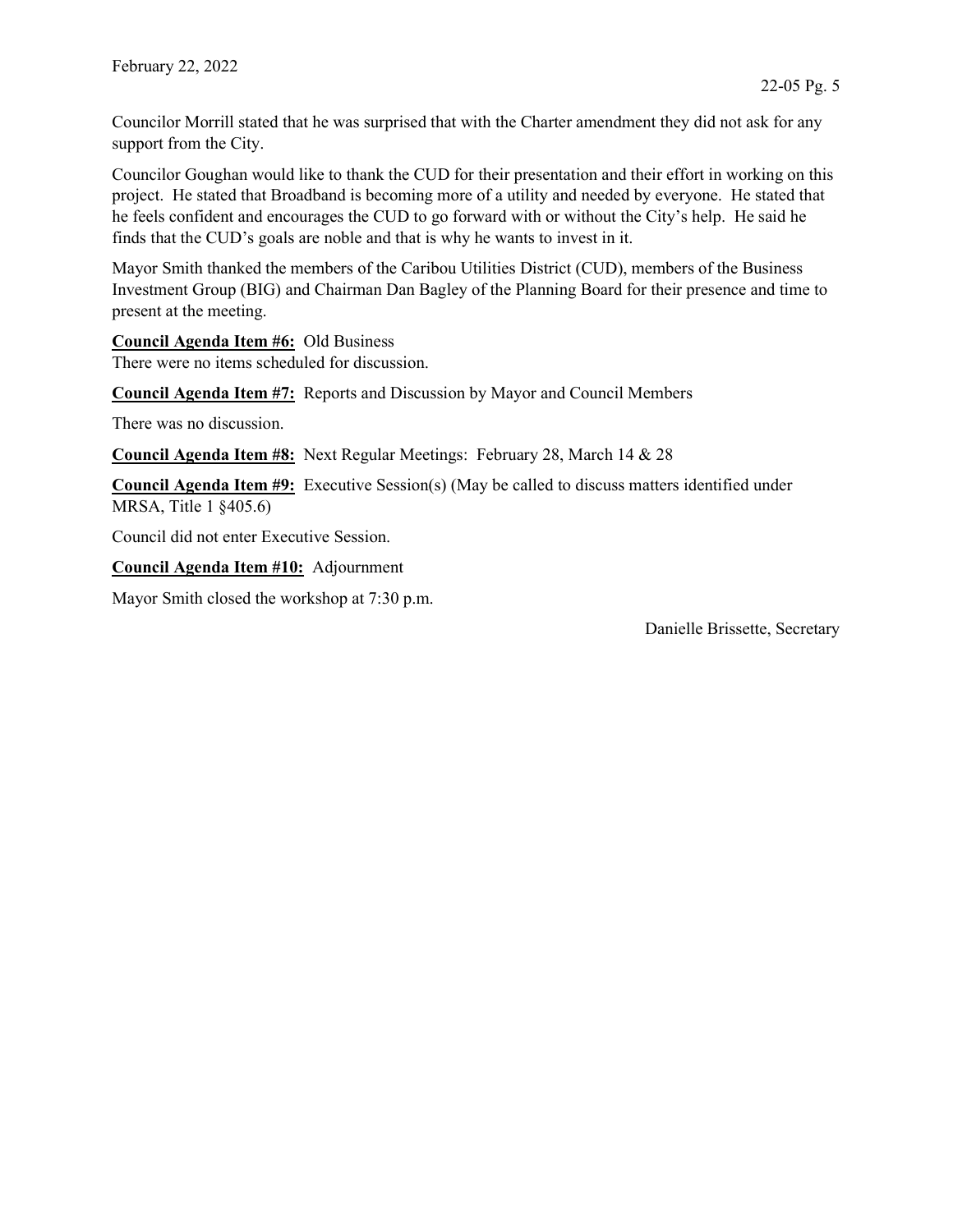Councilor Morrill stated that he was surprised that with the Charter amendment they did not ask for any support from the City.

Councilor Goughan would like to thank the CUD for their presentation and their effort in working on this project. He stated that Broadband is becoming more of a utility and needed by everyone. He stated that he feels confident and encourages the CUD to go forward with or without the City's help. He said he finds that the CUD's goals are noble and that is why he wants to invest in it.

Mayor Smith thanked the members of the Caribou Utilities District (CUD), members of the Business Investment Group (BIG) and Chairman Dan Bagley of the Planning Board for their presence and time to present at the meeting.

**Council Agenda Item #6:** Old Business
There were no items scheduled for discussion.

**Council Agenda Item #7:** Reports and Discussion by Mayor and Council Members

There was no discussion.

**Council Agenda Item #8:** Next Regular Meetings: February 28, March 14 & 28

**Council Agenda Item #9:** Executive Session(s) (May be called to discuss matters identified under MRSA, Title 1 §405.6)

Council did not enter Executive Session.

**Council Agenda Item #10:** Adjournment

Mayor Smith closed the workshop at 7:30 p.m.

Danielle Brissette, Secretary